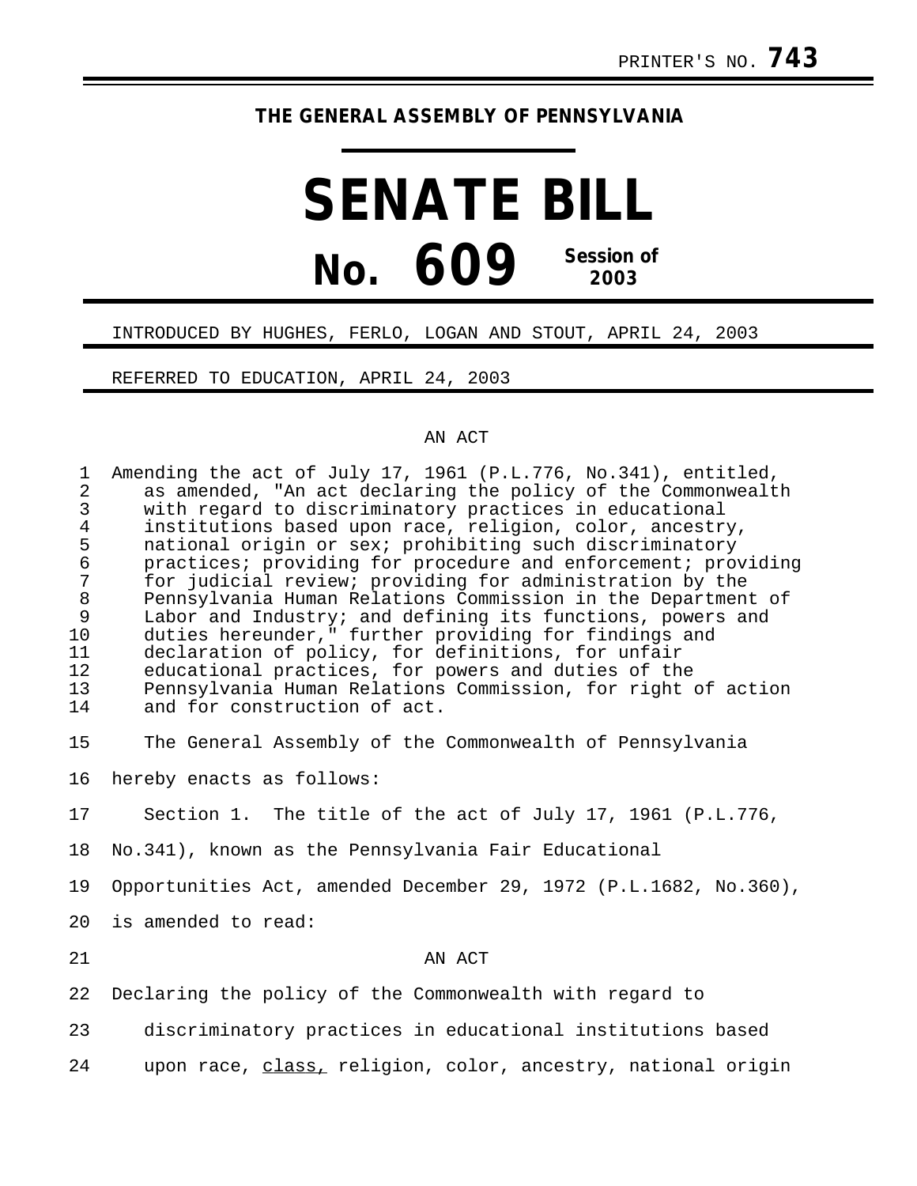PRINTER'S NO. **743**

# THE GENERAL ASSEMBLY OF PENNSYLVANIA

# SENATE BILL

# No. 609 Session of 2003

INTRODUCED BY HUGHES, FERLO, LOGAN AND STOUT, APRIL 24, 2003

REFERRED TO EDUCATION, APRIL 24, 2003

AN ACT

1 Amending the act of July 17, 1961 (P.L.776, No.341), entitled,
2 as amended, "An act declaring the policy of the Commonwealth
3 with regard to discriminatory practices in educational
4 institutions based upon race, religion, color, ancestry,
5 national origin or sex; prohibiting such discriminatory
6 practices; providing for procedure and enforcement; providing
7 for judicial review; providing for administration by the
8 Pennsylvania Human Relations Commission in the Department of
9 Labor and Industry; and defining its functions, powers and
10 duties hereunder," further providing for findings and
11 declaration of policy, for definitions, for unfair
12 educational practices, for powers and duties of the
13 Pennsylvania Human Relations Commission, for right of action
14 and for construction of act.

15 The General Assembly of the Commonwealth of Pennsylvania
16 hereby enacts as follows:

17 Section 1. The title of the act of July 17, 1961 (P.L.776,
18 No.341), known as the Pennsylvania Fair Educational
19 Opportunities Act, amended December 29, 1972 (P.L.1682, No.360),
20 is amended to read:

21 AN ACT

22 Declaring the policy of the Commonwealth with regard to
23 discriminatory practices in educational institutions based
24 upon race, <u>class,</u> religion, color, ancestry, national origin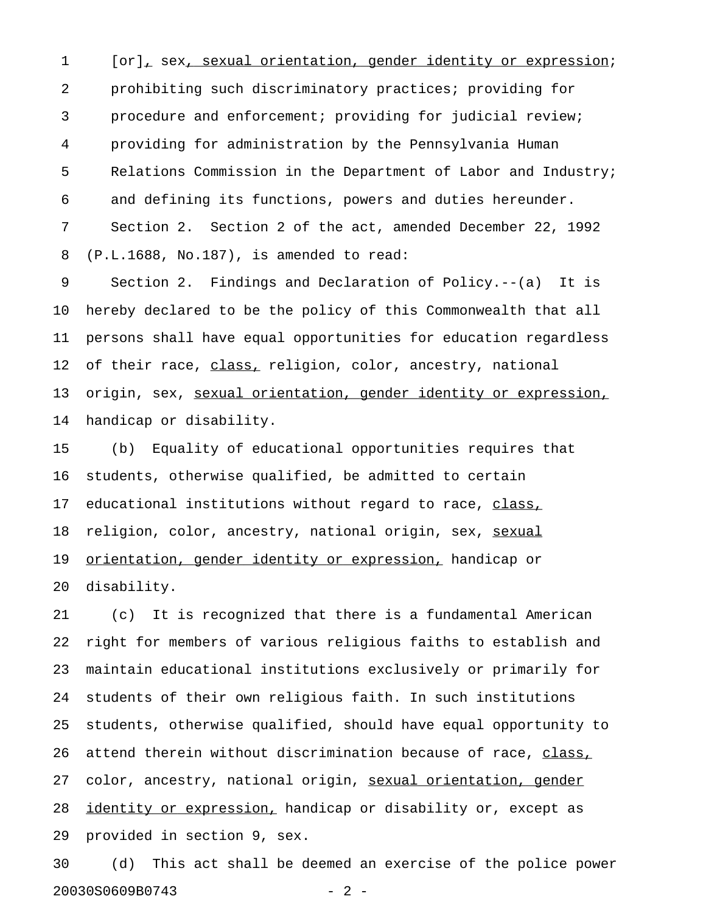[or], sex, sexual orientation, gender identity or expression; prohibiting such discriminatory practices; providing for procedure and enforcement; providing for judicial review; providing for administration by the Pennsylvania Human Relations Commission in the Department of Labor and Industry; and defining its functions, powers and duties hereunder.

Section 2. Section 2 of the act, amended December 22, 1992 (P.L.1688, No.187), is amended to read:

Section 2. Findings and Declaration of Policy.--(a) It is hereby declared to be the policy of this Commonwealth that all persons shall have equal opportunities for education regardless of their race, class, religion, color, ancestry, national origin, sex, sexual orientation, gender identity or expression, handicap or disability.

(b) Equality of educational opportunities requires that students, otherwise qualified, be admitted to certain educational institutions without regard to race, class, religion, color, ancestry, national origin, sex, sexual orientation, gender identity or expression, handicap or disability.

(c) It is recognized that there is a fundamental American right for members of various religious faiths to establish and maintain educational institutions exclusively or primarily for students of their own religious faith. In such institutions students, otherwise qualified, should have equal opportunity to attend therein without discrimination because of race, class, color, ancestry, national origin, sexual orientation, gender identity or expression, handicap or disability or, except as provided in section 9, sex.

(d) This act shall be deemed an exercise of the police power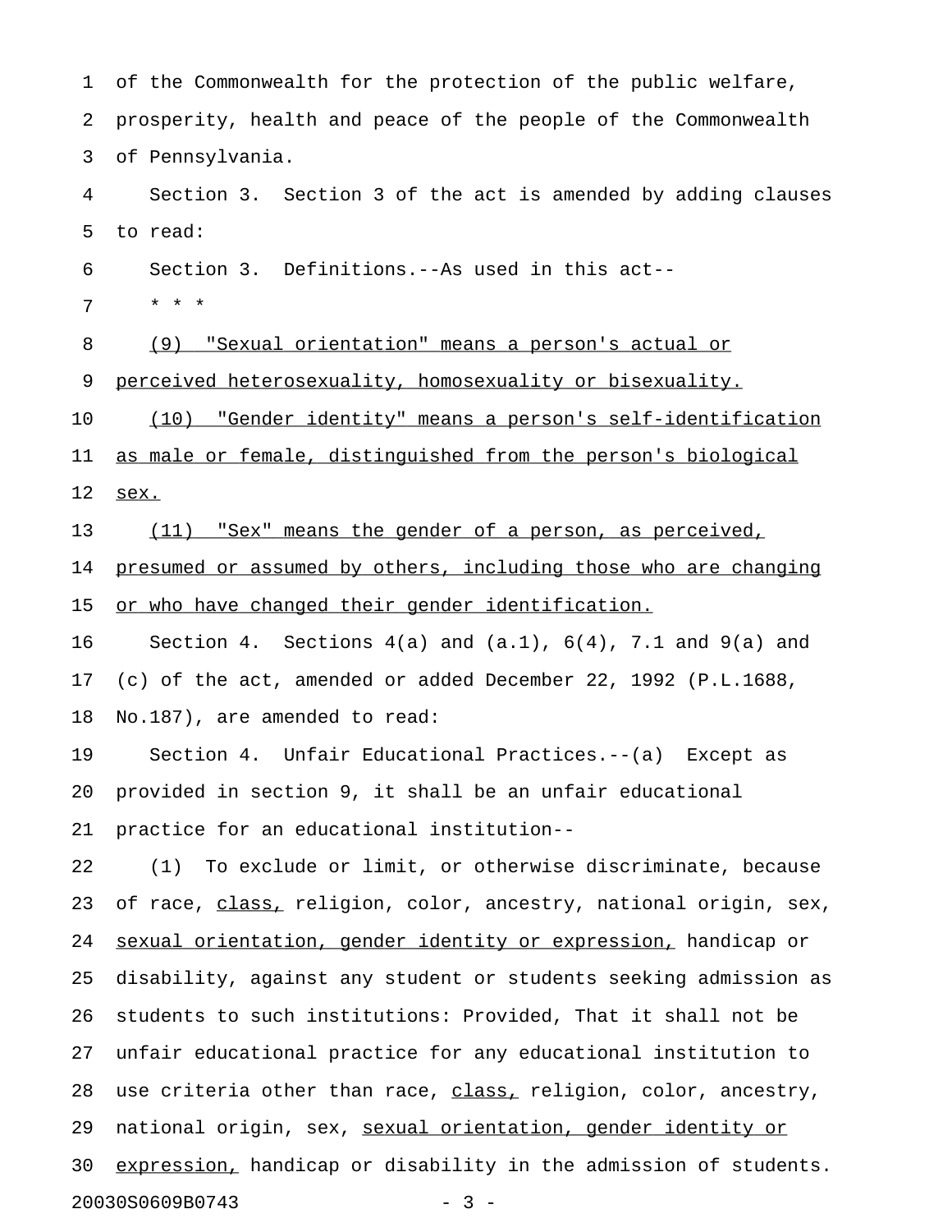of the Commonwealth for the protection of the public welfare, prosperity, health and peace of the people of the Commonwealth of Pennsylvania.

Section 3. Section 3 of the act is amended by adding clauses to read:

Section 3. Definitions.--As used in this act--

* * *

<u>(9) "Sexual orientation" means a person's actual or perceived heterosexuality, homosexuality or bisexuality.</u>

<u>(10) "Gender identity" means a person's self-identification as male or female, distinguished from the person's biological sex.</u>

<u>(11) "Sex" means the gender of a person, as perceived, presumed or assumed by others, including those who are changing or who have changed their gender identification.</u>

Section 4. Sections 4(a) and (a.1), 6(4), 7.1 and 9(a) and (c) of the act, amended or added December 22, 1992 (P.L.1688, No.187), are amended to read:

Section 4. Unfair Educational Practices.--(a) Except as provided in section 9, it shall be an unfair educational practice for an educational institution--

(1) To exclude or limit, or otherwise discriminate, because of race, <u>class,</u> religion, color, ancestry, national origin, sex, <u>sexual orientation, gender identity or expression,</u> handicap or disability, against any student or students seeking admission as students to such institutions: Provided, That it shall not be unfair educational practice for any educational institution to use criteria other than race, <u>class,</u> religion, color, ancestry, national origin, sex, <u>sexual orientation, gender identity or expression,</u> handicap or disability in the admission of students.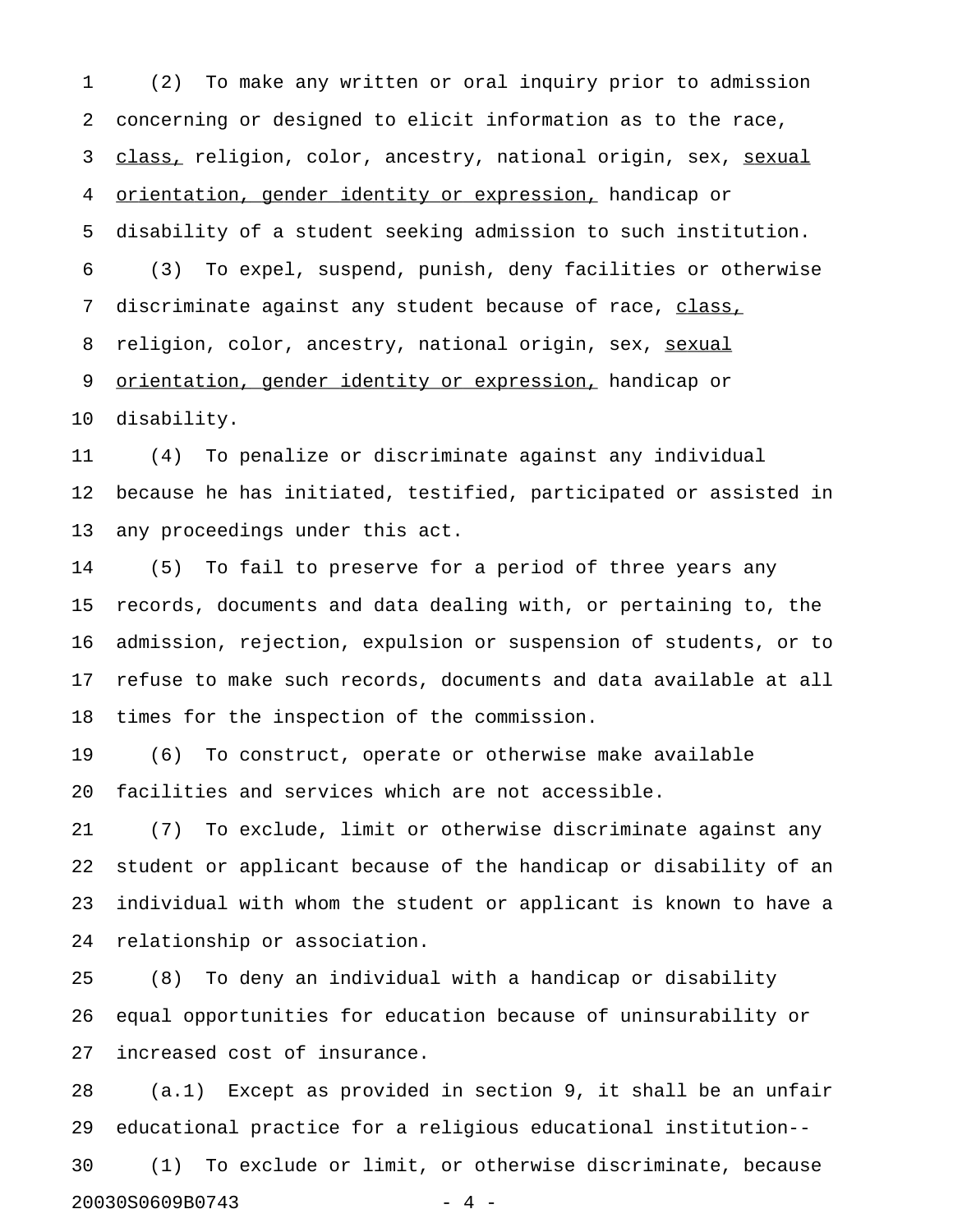(2) To make any written or oral inquiry prior to admission concerning or designed to elicit information as to the race, <u>class,</u> religion, color, ancestry, national origin, sex, <u>sexual orientation, gender identity or expression,</u> handicap or disability of a student seeking admission to such institution.

(3) To expel, suspend, punish, deny facilities or otherwise discriminate against any student because of race, <u>class,</u> religion, color, ancestry, national origin, sex, <u>sexual orientation, gender identity or expression,</u> handicap or disability.

(4) To penalize or discriminate against any individual because he has initiated, testified, participated or assisted in any proceedings under this act.

(5) To fail to preserve for a period of three years any records, documents and data dealing with, or pertaining to, the admission, rejection, expulsion or suspension of students, or to refuse to make such records, documents and data available at all times for the inspection of the commission.

(6) To construct, operate or otherwise make available facilities and services which are not accessible.

(7) To exclude, limit or otherwise discriminate against any student or applicant because of the handicap or disability of an individual with whom the student or applicant is known to have a relationship or association.

(8) To deny an individual with a handicap or disability equal opportunities for education because of uninsurability or increased cost of insurance.

(a.1) Except as provided in section 9, it shall be an unfair educational practice for a religious educational institution--

(1) To exclude or limit, or otherwise discriminate, because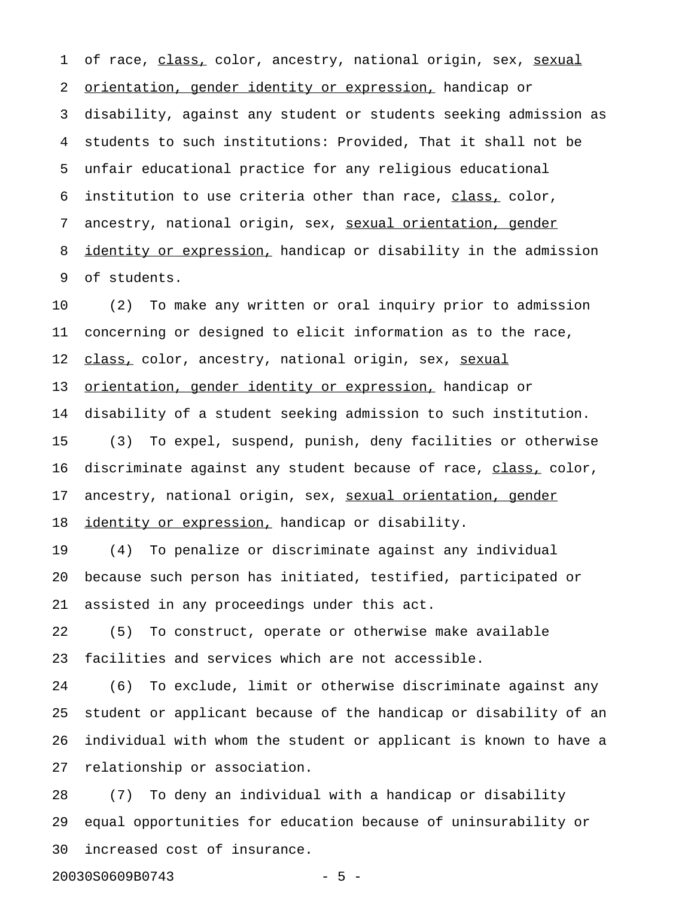of race, class, color, ancestry, national origin, sex, sexual orientation, gender identity or expression, handicap or disability, against any student or students seeking admission as students to such institutions: Provided, That it shall not be unfair educational practice for any religious educational institution to use criteria other than race, class, color, ancestry, national origin, sex, sexual orientation, gender identity or expression, handicap or disability in the admission of students.

(2) To make any written or oral inquiry prior to admission concerning or designed to elicit information as to the race, class, color, ancestry, national origin, sex, sexual orientation, gender identity or expression, handicap or disability of a student seeking admission to such institution.

(3) To expel, suspend, punish, deny facilities or otherwise discriminate against any student because of race, class, color, ancestry, national origin, sex, sexual orientation, gender identity or expression, handicap or disability.

(4) To penalize or discriminate against any individual because such person has initiated, testified, participated or assisted in any proceedings under this act.

(5) To construct, operate or otherwise make available facilities and services which are not accessible.

(6) To exclude, limit or otherwise discriminate against any student or applicant because of the handicap or disability of an individual with whom the student or applicant is known to have a relationship or association.

(7) To deny an individual with a handicap or disability equal opportunities for education because of uninsurability or increased cost of insurance.

20030S0609B0743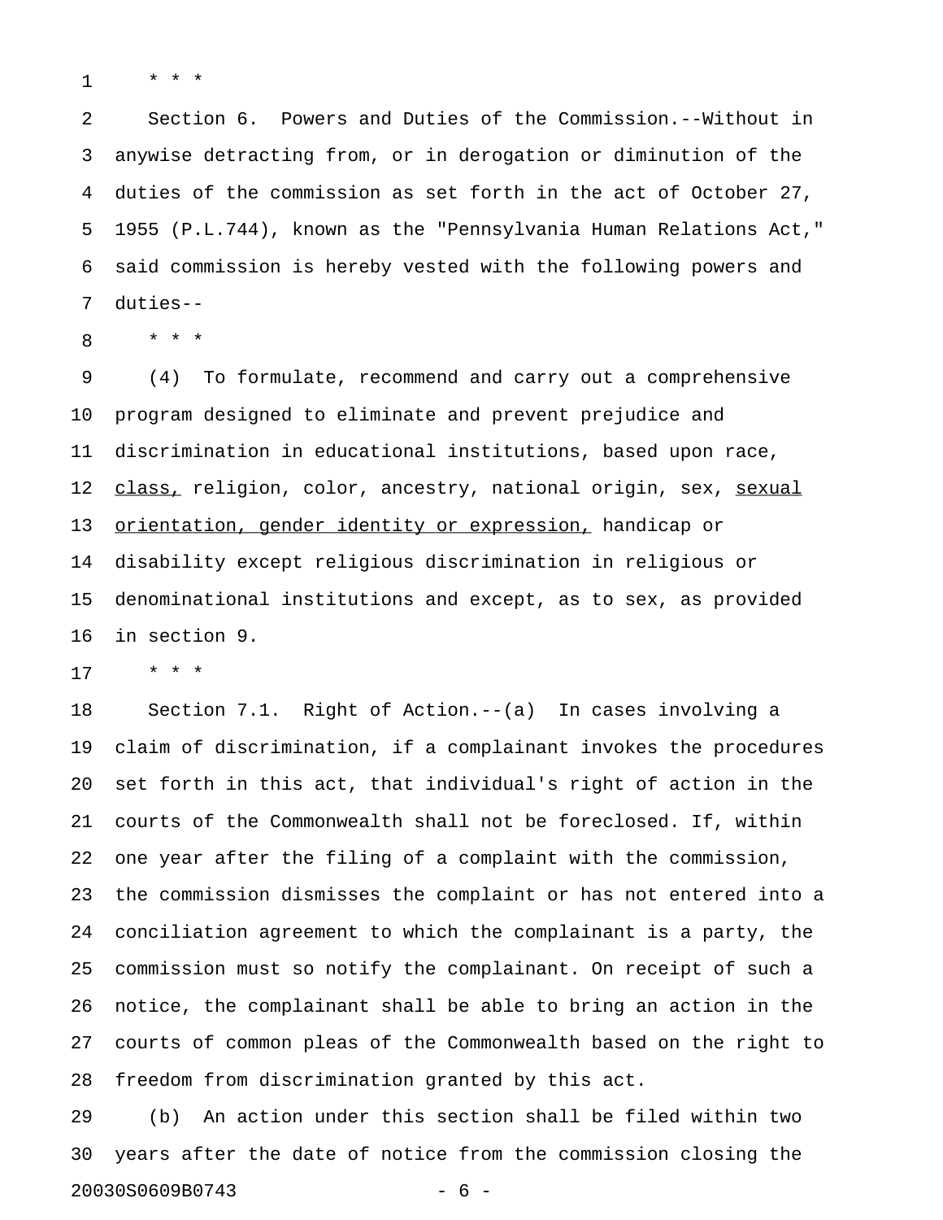* * *

Section 6. Powers and Duties of the Commission.--Without in anywise detracting from, or in derogation or diminution of the duties of the commission as set forth in the act of October 27, 1955 (P.L.744), known as the "Pennsylvania Human Relations Act," said commission is hereby vested with the following powers and duties--

* * *

(4) To formulate, recommend and carry out a comprehensive program designed to eliminate and prevent prejudice and discrimination in educational institutions, based upon race, <u>class,</u> religion, color, ancestry, national origin, sex, <u>sexual orientation, gender identity or expression,</u> handicap or disability except religious discrimination in religious or denominational institutions and except, as to sex, as provided in section 9.

* * *

Section 7.1. Right of Action.--(a) In cases involving a claim of discrimination, if a complainant invokes the procedures set forth in this act, that individual's right of action in the courts of the Commonwealth shall not be foreclosed. If, within one year after the filing of a complaint with the commission, the commission dismisses the complaint or has not entered into a conciliation agreement to which the complainant is a party, the commission must so notify the complainant. On receipt of such a notice, the complainant shall be able to bring an action in the courts of common pleas of the Commonwealth based on the right to freedom from discrimination granted by this act.

(b) An action under this section shall be filed within two years after the date of notice from the commission closing the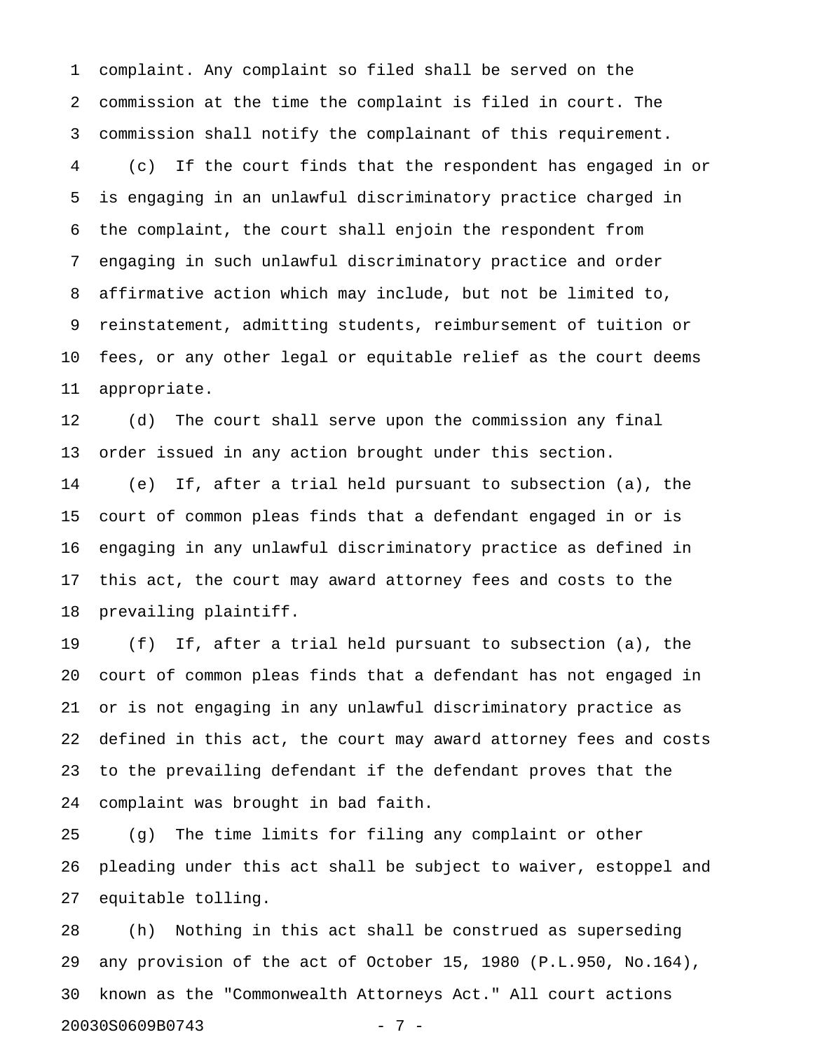complaint. Any complaint so filed shall be served on the commission at the time the complaint is filed in court. The commission shall notify the complainant of this requirement.

(c) If the court finds that the respondent has engaged in or is engaging in an unlawful discriminatory practice charged in the complaint, the court shall enjoin the respondent from engaging in such unlawful discriminatory practice and order affirmative action which may include, but not be limited to, reinstatement, admitting students, reimbursement of tuition or fees, or any other legal or equitable relief as the court deems appropriate.

(d) The court shall serve upon the commission any final order issued in any action brought under this section.

(e) If, after a trial held pursuant to subsection (a), the court of common pleas finds that a defendant engaged in or is engaging in any unlawful discriminatory practice as defined in this act, the court may award attorney fees and costs to the prevailing plaintiff.

(f) If, after a trial held pursuant to subsection (a), the court of common pleas finds that a defendant has not engaged in or is not engaging in any unlawful discriminatory practice as defined in this act, the court may award attorney fees and costs to the prevailing defendant if the defendant proves that the complaint was brought in bad faith.

(g) The time limits for filing any complaint or other pleading under this act shall be subject to waiver, estoppel and equitable tolling.

(h) Nothing in this act shall be construed as superseding any provision of the act of October 15, 1980 (P.L.950, No.164), known as the "Commonwealth Attorneys Act." All court actions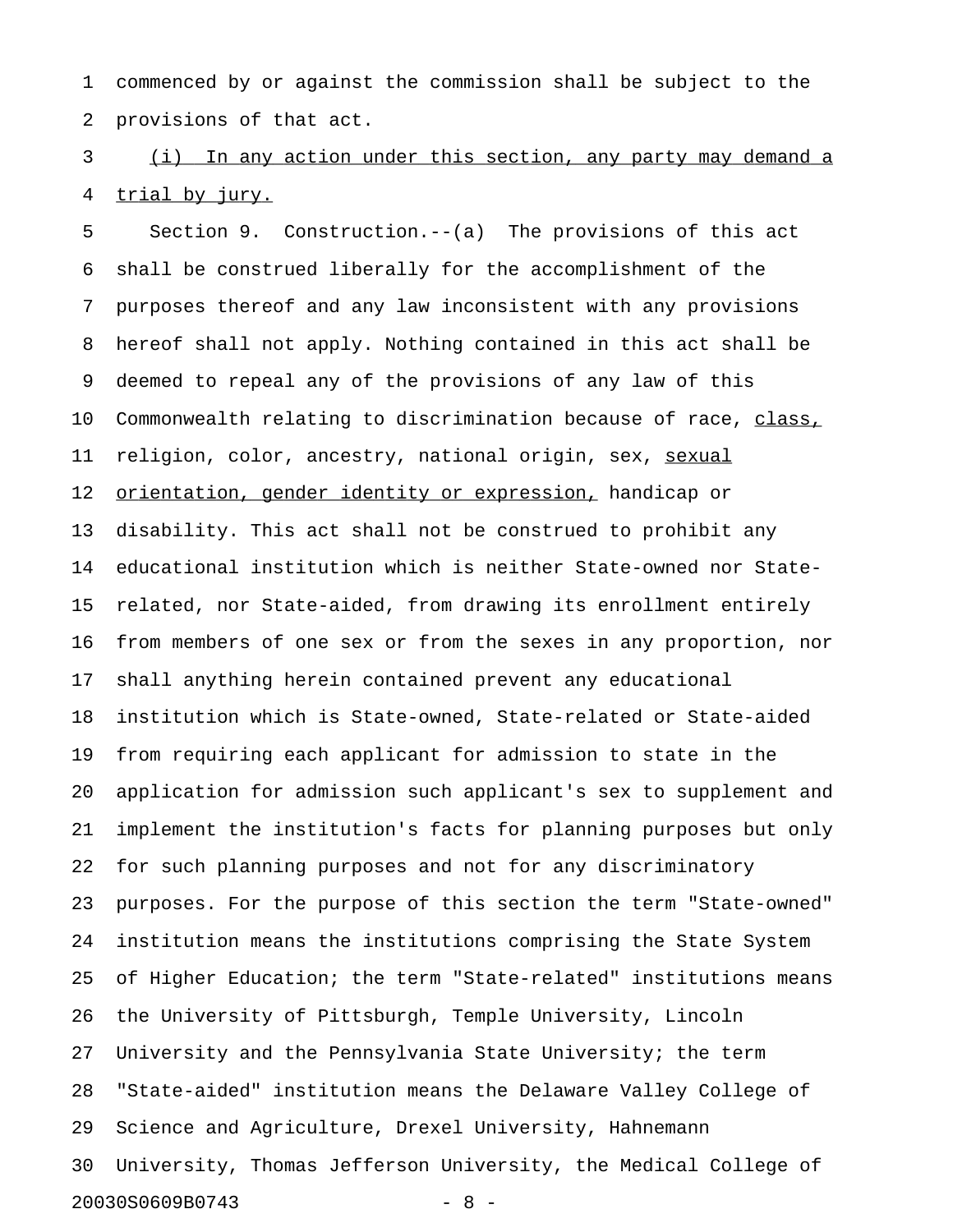commenced by or against the commission shall be subject to the provisions of that act.

<u>(i) In any action under this section, any party may demand a trial by jury.</u>

Section 9. Construction.--(a) The provisions of this act shall be construed liberally for the accomplishment of the purposes thereof and any law inconsistent with any provisions hereof shall not apply. Nothing contained in this act shall be deemed to repeal any of the provisions of any law of this Commonwealth relating to discrimination because of race, <u>class,</u> religion, color, ancestry, national origin, sex, <u>sexual orientation, gender identity or expression,</u> handicap or disability. This act shall not be construed to prohibit any educational institution which is neither State-owned nor State-related, nor State-aided, from drawing its enrollment entirely from members of one sex or from the sexes in any proportion, nor shall anything herein contained prevent any educational institution which is State-owned, State-related or State-aided from requiring each applicant for admission to state in the application for admission such applicant's sex to supplement and implement the institution's facts for planning purposes but only for such planning purposes and not for any discriminatory purposes. For the purpose of this section the term "State-owned" institution means the institutions comprising the State System of Higher Education; the term "State-related" institutions means the University of Pittsburgh, Temple University, Lincoln University and the Pennsylvania State University; the term "State-aided" institution means the Delaware Valley College of Science and Agriculture, Drexel University, Hahnemann University, Thomas Jefferson University, the Medical College of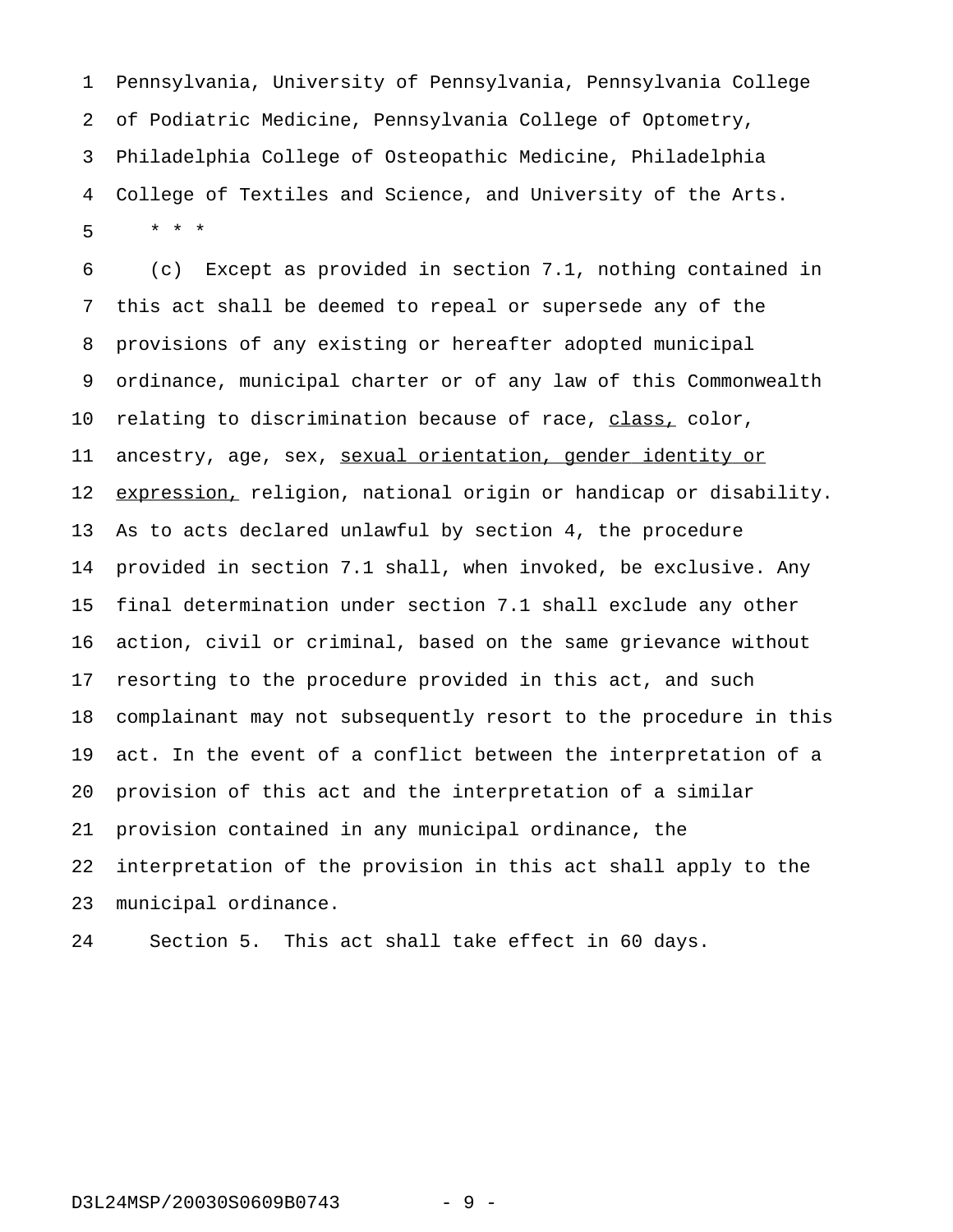Pennsylvania, University of Pennsylvania, Pennsylvania College of Podiatric Medicine, Pennsylvania College of Optometry, Philadelphia College of Osteopathic Medicine, Philadelphia College of Textiles and Science, and University of the Arts.

* * *

(c) Except as provided in section 7.1, nothing contained in this act shall be deemed to repeal or supersede any of the provisions of any existing or hereafter adopted municipal ordinance, municipal charter or of any law of this Commonwealth relating to discrimination because of race, <u>class,</u> color, ancestry, age, sex, <u>sexual orientation, gender identity or expression,</u> religion, national origin or handicap or disability. As to acts declared unlawful by section 4, the procedure provided in section 7.1 shall, when invoked, be exclusive. Any final determination under section 7.1 shall exclude any other action, civil or criminal, based on the same grievance without resorting to the procedure provided in this act, and such complainant may not subsequently resort to the procedure in this act. In the event of a conflict between the interpretation of a provision of this act and the interpretation of a similar provision contained in any municipal ordinance, the interpretation of the provision in this act shall apply to the municipal ordinance.

Section 5. This act shall take effect in 60 days.